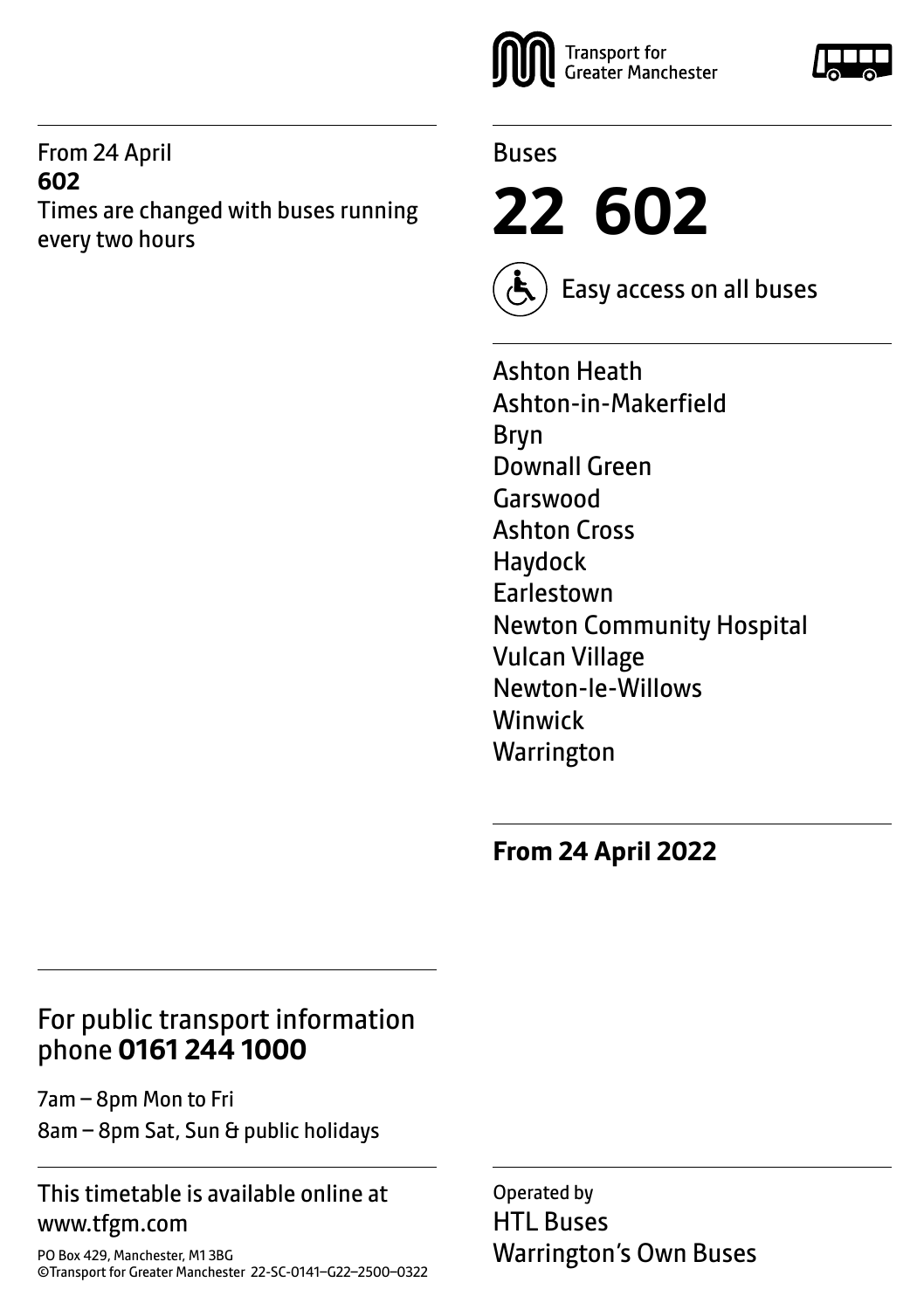Transport for Greater Manchester

Buses

# 22 602

Easy access on all buses

Ashton Heath
Ashton-in-Makerfield
Bryn
Downall Green
Garswood
Ashton Cross
Haydock
Earlestown
Newton Community Hospital
Vulcan Village
Newton-le-Willows
Winwick
Warrington

**From 24 April 2022**

From 24 April
**602**
Times are changed with buses running every two hours

## For public transport information phone **0161 244 1000**

7am – 8pm Mon to Fri
8am – 8pm Sat, Sun & public holidays

This timetable is available online at www.tfgm.com

PO Box 429, Manchester, M1 3BG
©Transport for Greater Manchester 22-SC-0141–G22–2500–0322

Operated by
HTL Buses
Warrington's Own Buses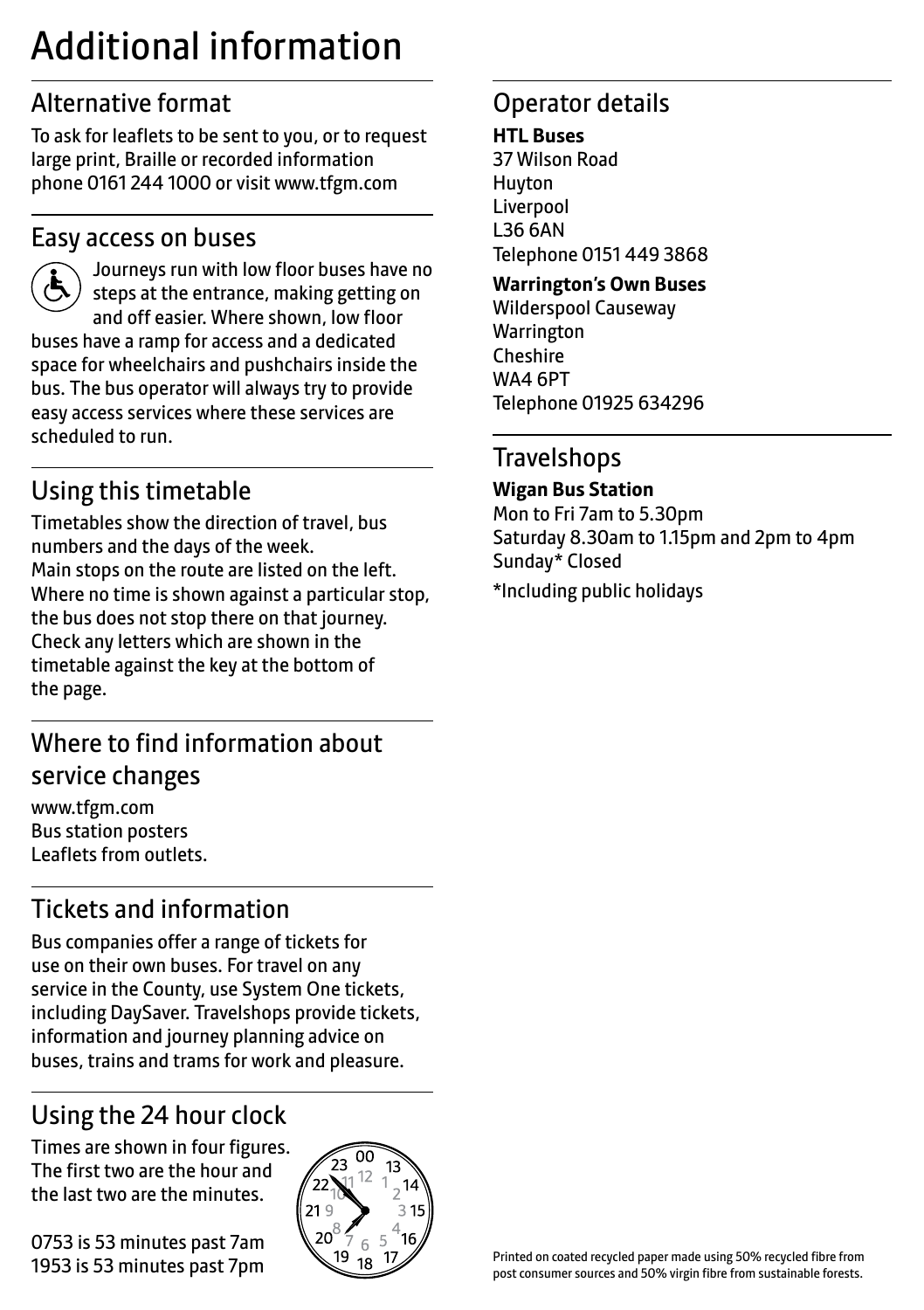# Additional information

## Alternative format

To ask for leaflets to be sent to you, or to request large print, Braille or recorded information phone 0161 244 1000 or visit www.tfgm.com

## Easy access on buses

Journeys run with low floor buses have no steps at the entrance, making getting on and off easier. Where shown, low floor buses have a ramp for access and a dedicated space for wheelchairs and pushchairs inside the bus. The bus operator will always try to provide easy access services where these services are scheduled to run.

## Using this timetable

Timetables show the direction of travel, bus numbers and the days of the week.
Main stops on the route are listed on the left. Where no time is shown against a particular stop, the bus does not stop there on that journey. Check any letters which are shown in the timetable against the key at the bottom of the page.

## Where to find information about service changes

www.tfgm.com
Bus station posters
Leaflets from outlets.

## Tickets and information

Bus companies offer a range of tickets for use on their own buses. For travel on any service in the County, use System One tickets, including DaySaver. Travelshops provide tickets, information and journey planning advice on buses, trains and trams for work and pleasure.

## Using the 24 hour clock

Times are shown in four figures. The first two are the hour and the last two are the minutes.

0753 is 53 minutes past 7am
1953 is 53 minutes past 7pm

## Operator details

**HTL Buses**
37 Wilson Road
Huyton
Liverpool
L36 6AN
Telephone 0151 449 3868

**Warrington's Own Buses**
Wilderspool Causeway
Warrington
Cheshire
WA4 6PT
Telephone 01925 634296

## Travelshops

**Wigan Bus Station**
Mon to Fri 7am to 5.30pm
Saturday 8.30am to 1.15pm and 2pm to 4pm
Sunday* Closed

*Including public holidays

Printed on coated recycled paper made using 50% recycled fibre from post consumer sources and 50% virgin fibre from sustainable forests.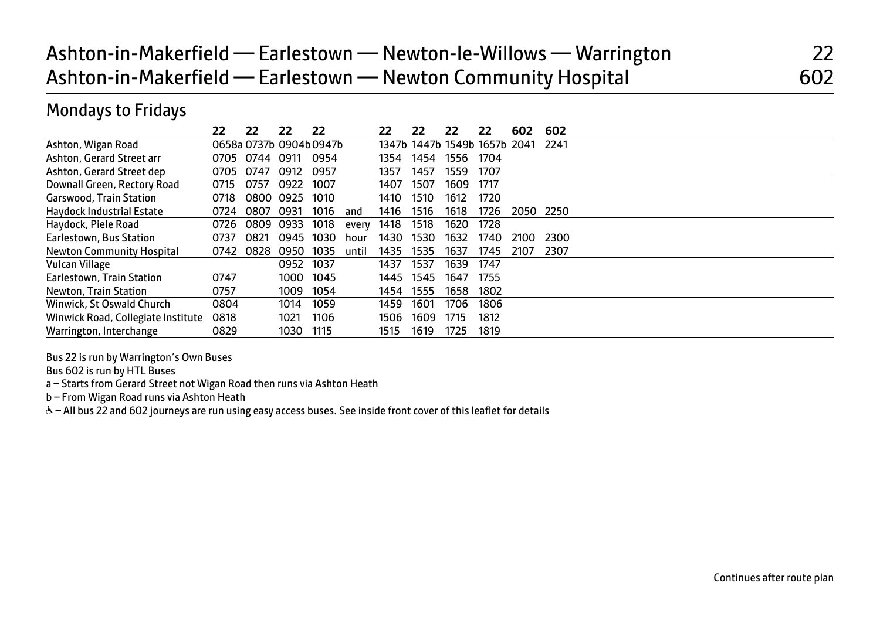# Ashton-in-Makerfield — Earlestown — Newton-le-Willows — Warrington 22
# Ashton-in-Makerfield — Earlestown — Newton Community Hospital 602

## Mondays to Fridays

| | 22 | 22 | 22 | 22 | | 22 | 22 | 22 | 22 | 602 | 602 |
|---|---|---|---|---|---|---|---|---|---|---|---|
| Ashton, Wigan Road | 0658a | 0737b | 0904b | 0947b | | 1347b | 1447b | 1549b | 1657b | 2041 | 2241 |
| Ashton, Gerard Street arr | 0705 | 0744 | 0911 | 0954 | | 1354 | 1454 | 1556 | 1704 | | |
| Ashton, Gerard Street dep | 0705 | 0747 | 0912 | 0957 | | 1357 | 1457 | 1559 | 1707 | | |
| Downall Green, Rectory Road | 0715 | 0757 | 0922 | 1007 | | 1407 | 1507 | 1609 | 1717 | | |
| Garswood, Train Station | 0718 | 0800 | 0925 | 1010 | | 1410 | 1510 | 1612 | 1720 | | |
| Haydock Industrial Estate | 0724 | 0807 | 0931 | 1016 | and | 1416 | 1516 | 1618 | 1726 | 2050 | 2250 |
| Haydock, Piele Road | 0726 | 0809 | 0933 | 1018 | every | 1418 | 1518 | 1620 | 1728 | | |
| Earlestown, Bus Station | 0737 | 0821 | 0945 | 1030 | hour | 1430 | 1530 | 1632 | 1740 | 2100 | 2300 |
| Newton Community Hospital | 0742 | 0828 | 0950 | 1035 | until | 1435 | 1535 | 1637 | 1745 | 2107 | 2307 |
| Vulcan Village | | | 0952 | 1037 | | 1437 | 1537 | 1639 | 1747 | | |
| Earlestown, Train Station | 0747 | | 1000 | 1045 | | 1445 | 1545 | 1647 | 1755 | | |
| Newton, Train Station | 0757 | | 1009 | 1054 | | 1454 | 1555 | 1658 | 1802 | | |
| Winwick, St Oswald Church | 0804 | | 1014 | 1059 | | 1459 | 1601 | 1706 | 1806 | | |
| Winwick Road, Collegiate Institute | 0818 | | 1021 | 1106 | | 1506 | 1609 | 1715 | 1812 | | |
| Warrington, Interchange | 0829 | | 1030 | 1115 | | 1515 | 1619 | 1725 | 1819 | | |

Bus 22 is run by Warrington's Own Buses

Bus 602 is run by HTL Buses

a – Starts from Gerard Street not Wigan Road then runs via Ashton Heath

b – From Wigan Road runs via Ashton Heath

♿ – All bus 22 and 602 journeys are run using easy access buses. See inside front cover of this leaflet for details

Continues after route plan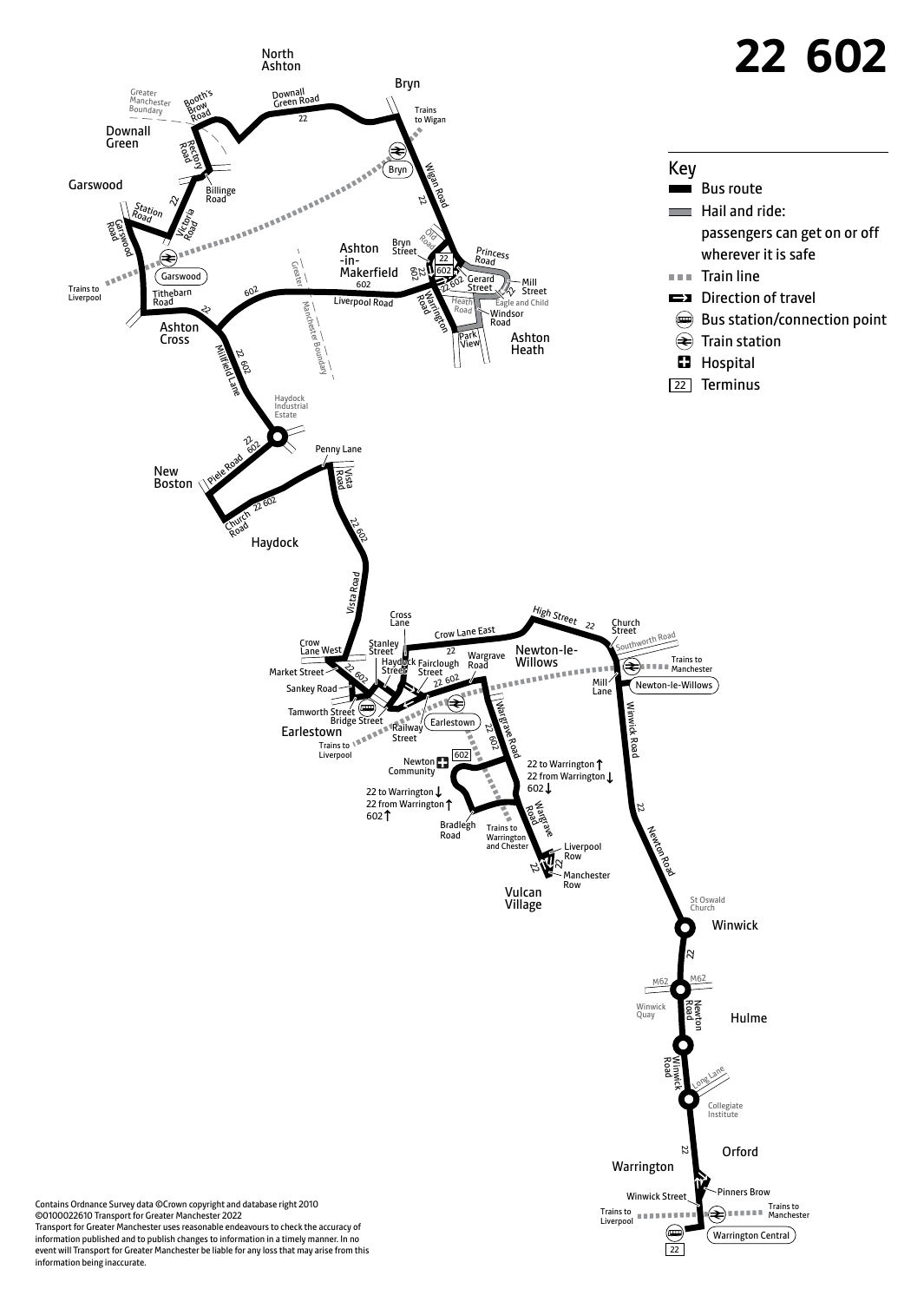# 22 602

## Key

- Bus route
- Hail and ride: passengers can get on or off wherever it is safe
- Train line
- Direction of travel
- Bus station/connection point
- Train station
- Hospital
- 22 Terminus

North Ashton
Bryn
Downall Green Road
Trains to Wigan
Greater Manchester Boundary
Booth's Brow Road
Downall Green
Rectory Road
Billinge Road
Garswood
Station Road
Victoria Road
Garswood Road
Bryn
Wigan Road
Old Road
Bryn Street
Ashton -in- Makerfield
Princess Road
Gerard Street
Mill Street
Eagle and Child
Heath Road
Windsor Road
Warrington Road
Park View
Ashton Heath
Garswood
Trains to Liverpool
Tithebarn Road
Liverpool Road
Greater Manchester Boundary
Ashton Cross
Millfield Lane
Haydock Industrial Estate
New Boston
Piele Road
Penny Lane
Vista Road
Church Road
Haydock
Vista Road
Cross Lane
High Street
Church Street
Southworth Road
Crow Lane West
Stanley Street
Crow Lane East
Newton-le-Willows
Trains to Manchester
Market Street
Haydock Street
Fairclough Street
Wargrave Road
Mill Lane
Newton-le-Willows
Sankey Road
Tamworth Street
Bridge Street
Earlestown
Railway Street
Earlestown
Wargrave Road
Winwick Road
Trains to Liverpool
Newton Community
22 to Warrington ↑
22 from Warrington ↓
602 ↓
22 to Warrington ↓
22 from Warrington ↑
602 ↑
Bradlegh Road
Trains to Warrington and Chester
Wargrave Road
Liverpool Row
Manchester Row
Vulcan Village
Newton Road
St Oswald Church
Winwick
M62
Winwick Quay
Newton Road
Hulme
Winwick Road
Long Lane
Collegiate Institute
Orford
Warrington
Winwick Street
Pinners Brow
Trains to Liverpool
Trains to Manchester
Warrington Central

Contains Ordnance Survey data ©Crown copyright and database right 2010
©0100022610 Transport for Greater Manchester 2022
Transport for Greater Manchester uses reasonable endeavours to check the accuracy of information published and to publish changes to information in a timely manner. In no event will Transport for Greater Manchester be liable for any loss that may arise from this information being inaccurate.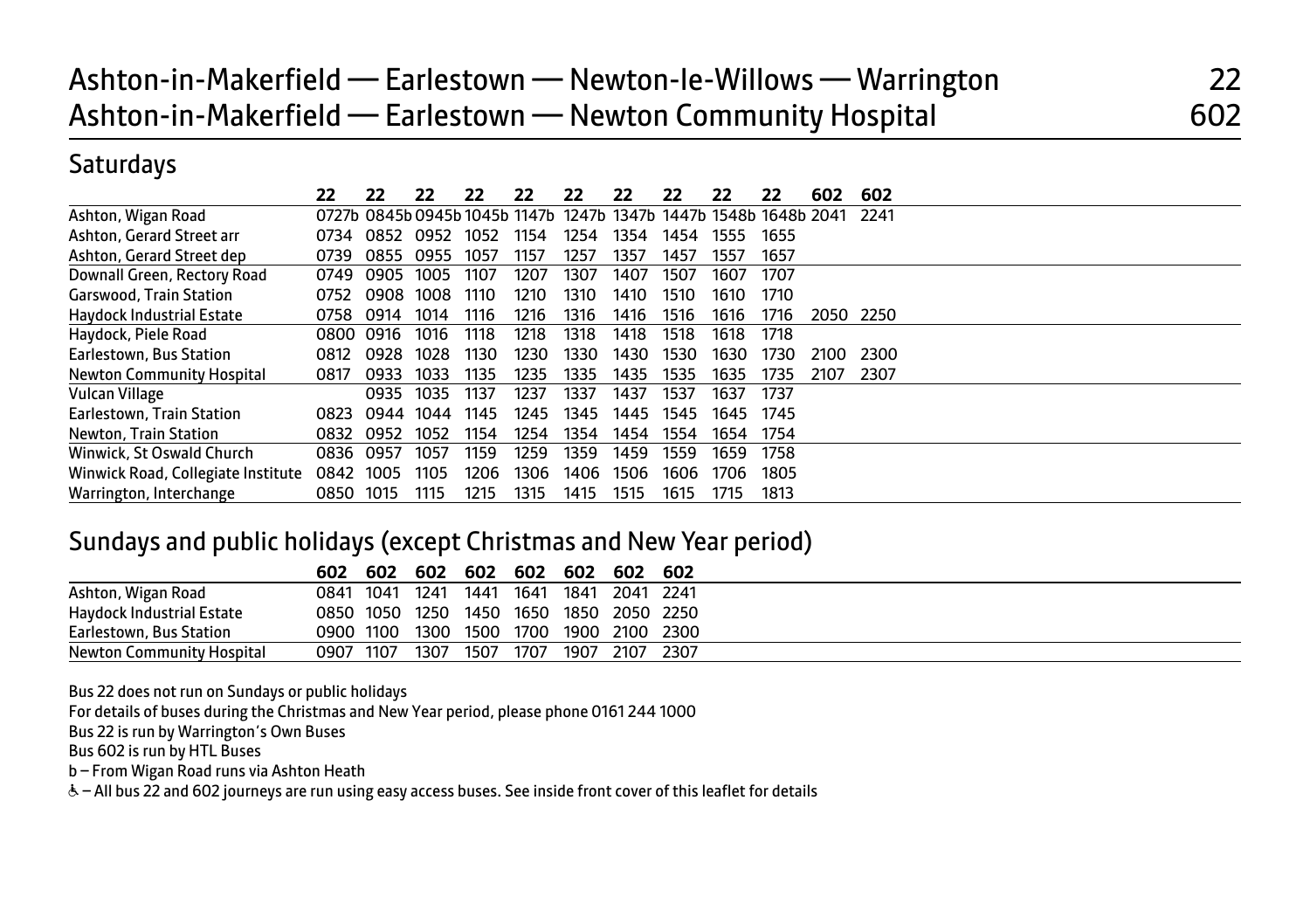# Ashton-in-Makerfield — Earlestown — Newton-le-Willows — Warrington 22
# Ashton-in-Makerfield — Earlestown — Newton Community Hospital 602

## Saturdays

| | 22 | 22 | 22 | 22 | 22 | 22 | 22 | 22 | 22 | 22 | 602 | 602 |
|---|---|---|---|---|---|---|---|---|---|---|---|---|
| Ashton, Wigan Road | 0727b | 0845b | 0945b | 1045b | 1147b | 1247b | 1347b | 1447b | 1548b | 1648b | 2041 | 2241 |
| Ashton, Gerard Street arr | 0734 | 0852 | 0952 | 1052 | 1154 | 1254 | 1354 | 1454 | 1555 | 1655 | | |
| Ashton, Gerard Street dep | 0739 | 0855 | 0955 | 1057 | 1157 | 1257 | 1357 | 1457 | 1557 | 1657 | | |
| Downall Green, Rectory Road | 0749 | 0905 | 1005 | 1107 | 1207 | 1307 | 1407 | 1507 | 1607 | 1707 | | |
| Garswood, Train Station | 0752 | 0908 | 1008 | 1110 | 1210 | 1310 | 1410 | 1510 | 1610 | 1710 | | |
| Haydock Industrial Estate | 0758 | 0914 | 1014 | 1116 | 1216 | 1316 | 1416 | 1516 | 1616 | 1716 | 2050 | 2250 |
| Haydock, Piele Road | 0800 | 0916 | 1016 | 1118 | 1218 | 1318 | 1418 | 1518 | 1618 | 1718 | | |
| Earlestown, Bus Station | 0812 | 0928 | 1028 | 1130 | 1230 | 1330 | 1430 | 1530 | 1630 | 1730 | 2100 | 2300 |
| Newton Community Hospital | 0817 | 0933 | 1033 | 1135 | 1235 | 1335 | 1435 | 1535 | 1635 | 1735 | 2107 | 2307 |
| Vulcan Village | | 0935 | 1035 | 1137 | 1237 | 1337 | 1437 | 1537 | 1637 | 1737 | | |
| Earlestown, Train Station | 0823 | 0944 | 1044 | 1145 | 1245 | 1345 | 1445 | 1545 | 1645 | 1745 | | |
| Newton, Train Station | 0832 | 0952 | 1052 | 1154 | 1254 | 1354 | 1454 | 1554 | 1654 | 1754 | | |
| Winwick, St Oswald Church | 0836 | 0957 | 1057 | 1159 | 1259 | 1359 | 1459 | 1559 | 1659 | 1758 | | |
| Winwick Road, Collegiate Institute | 0842 | 1005 | 1105 | 1206 | 1306 | 1406 | 1506 | 1606 | 1706 | 1805 | | |
| Warrington, Interchange | 0850 | 1015 | 1115 | 1215 | 1315 | 1415 | 1515 | 1615 | 1715 | 1813 | | |

## Sundays and public holidays (except Christmas and New Year period)

| | 602 | 602 | 602 | 602 | 602 | 602 | 602 | 602 |
|---|---|---|---|---|---|---|---|---|
| Ashton, Wigan Road | 0841 | 1041 | 1241 | 1441 | 1641 | 1841 | 2041 | 2241 |
| Haydock Industrial Estate | 0850 | 1050 | 1250 | 1450 | 1650 | 1850 | 2050 | 2250 |
| Earlestown, Bus Station | 0900 | 1100 | 1300 | 1500 | 1700 | 1900 | 2100 | 2300 |
| Newton Community Hospital | 0907 | 1107 | 1307 | 1507 | 1707 | 1907 | 2107 | 2307 |

Bus 22 does not run on Sundays or public holidays

For details of buses during the Christmas and New Year period, please phone 0161 244 1000

Bus 22 is run by Warrington's Own Buses

Bus 602 is run by HTL Buses

b – From Wigan Road runs via Ashton Heath

♿ – All bus 22 and 602 journeys are run using easy access buses. See inside front cover of this leaflet for details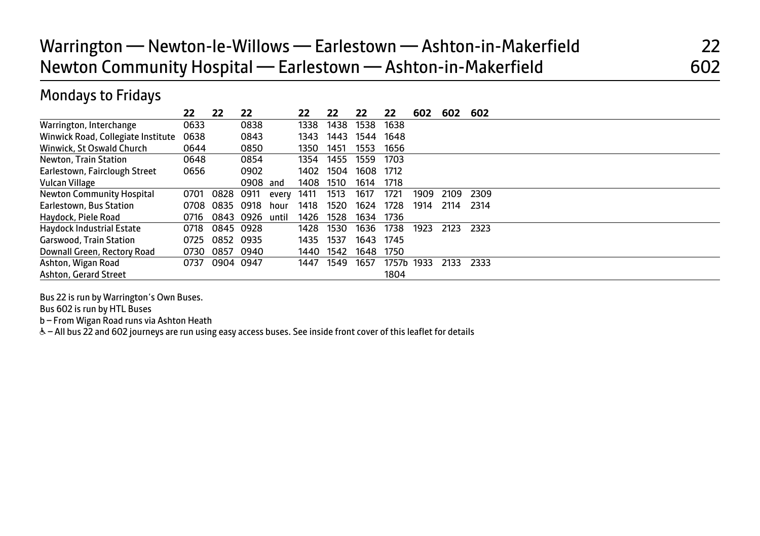# Warrington — Newton-le-Willows — Earlestown — Ashton-in-Makerfield 22
# Newton Community Hospital — Earlestown — Ashton-in-Makerfield 602

## Mondays to Fridays

| | 22 | 22 | 22 | | 22 | 22 | 22 | 22 | 602 | 602 | 602 |
|---|---|---|---|---|---|---|---|---|---|---|---|
| Warrington, Interchange | 0633 | | 0838 | | 1338 | 1438 | 1538 | 1638 | | | |
| Winwick Road, Collegiate Institute | 0638 | | 0843 | | 1343 | 1443 | 1544 | 1648 | | | |
| Winwick, St Oswald Church | 0644 | | 0850 | | 1350 | 1451 | 1553 | 1656 | | | |
| Newton, Train Station | 0648 | | 0854 | | 1354 | 1455 | 1559 | 1703 | | | |
| Earlestown, Fairclough Street | 0656 | | 0902 | | 1402 | 1504 | 1608 | 1712 | | | |
| Vulcan Village | | | 0908 | and | 1408 | 1510 | 1614 | 1718 | | | |
| Newton Community Hospital | 0701 | 0828 | 0911 | every | 1411 | 1513 | 1617 | 1721 | 1909 | 2109 | 2309 |
| Earlestown, Bus Station | 0708 | 0835 | 0918 | hour | 1418 | 1520 | 1624 | 1728 | 1914 | 2114 | 2314 |
| Haydock, Piele Road | 0716 | 0843 | 0926 | until | 1426 | 1528 | 1634 | 1736 | | | |
| Haydock Industrial Estate | 0718 | 0845 | 0928 | | 1428 | 1530 | 1636 | 1738 | 1923 | 2123 | 2323 |
| Garswood, Train Station | 0725 | 0852 | 0935 | | 1435 | 1537 | 1643 | 1745 | | | |
| Downall Green, Rectory Road | 0730 | 0857 | 0940 | | 1440 | 1542 | 1648 | 1750 | | | |
| Ashton, Wigan Road | 0737 | 0904 | 0947 | | 1447 | 1549 | 1657 | 1757b | 1933 | 2133 | 2333 |
| Ashton, Gerard Street | | | | | | | | 1804 | | | |

Bus 22 is run by Warrington's Own Buses.

Bus 602 is run by HTL Buses

b – From Wigan Road runs via Ashton Heath

♿ – All bus 22 and 602 journeys are run using easy access buses. See inside front cover of this leaflet for details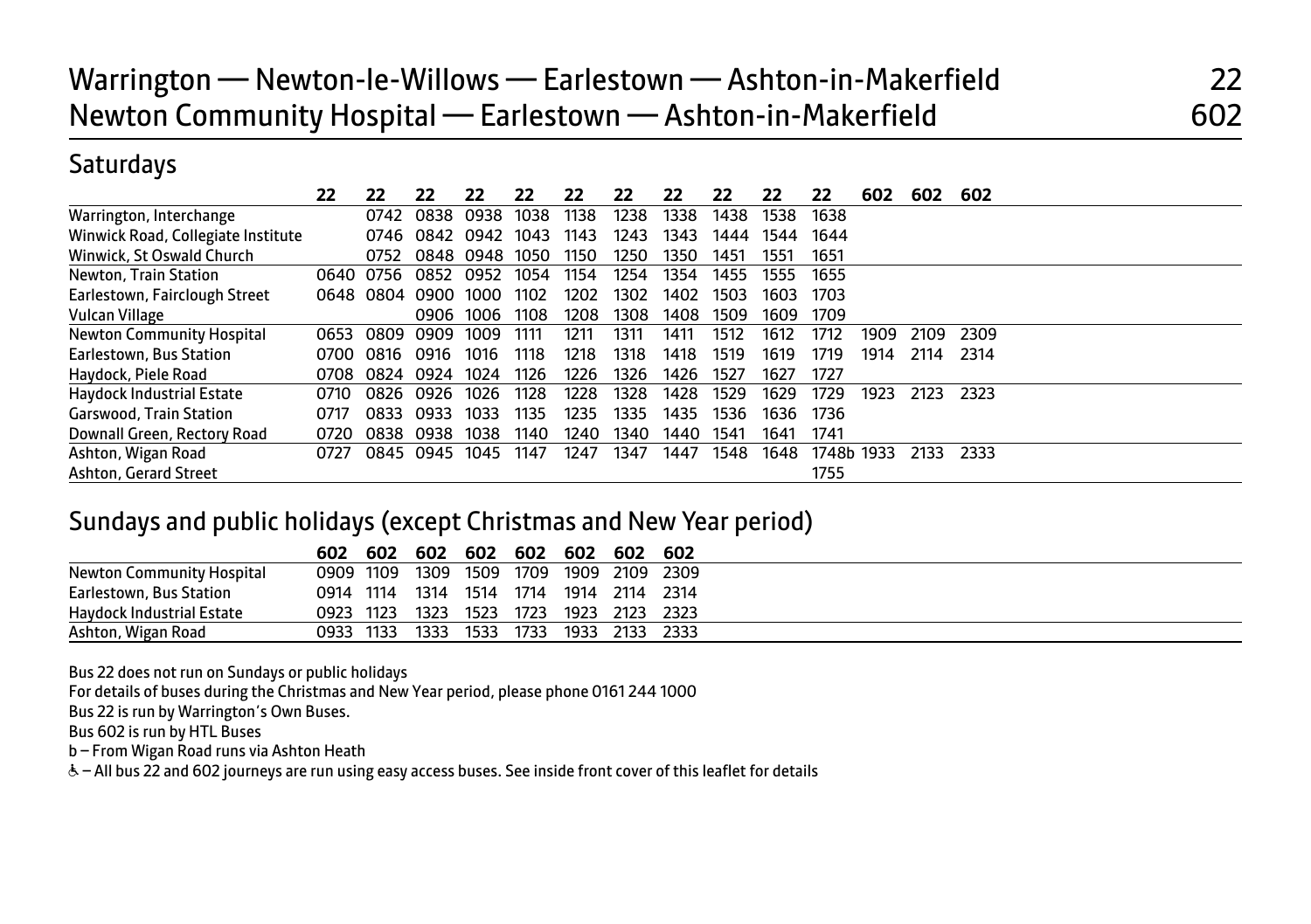# Warrington — Newton-le-Willows — Earlestown — Ashton-in-Makerfield 22
# Newton Community Hospital — Earlestown — Ashton-in-Makerfield 602

## Saturdays

| | 22 | 22 | 22 | 22 | 22 | 22 | 22 | 22 | 22 | 22 | 22 | 602 | 602 | 602 |
|---|---|---|---|---|---|---|---|---|---|---|---|---|---|---|
| Warrington, Interchange | | 0742 | 0838 | 0938 | 1038 | 1138 | 1238 | 1338 | 1438 | 1538 | 1638 | | | |
| Winwick Road, Collegiate Institute | | 0746 | 0842 | 0942 | 1043 | 1143 | 1243 | 1343 | 1444 | 1544 | 1644 | | | |
| Winwick, St Oswald Church | | 0752 | 0848 | 0948 | 1050 | 1150 | 1250 | 1350 | 1451 | 1551 | 1651 | | | |
| Newton, Train Station | 0640 | 0756 | 0852 | 0952 | 1054 | 1154 | 1254 | 1354 | 1455 | 1555 | 1655 | | | |
| Earlestown, Fairclough Street | 0648 | 0804 | 0900 | 1000 | 1102 | 1202 | 1302 | 1402 | 1503 | 1603 | 1703 | | | |
| Vulcan Village | | | 0906 | 1006 | 1108 | 1208 | 1308 | 1408 | 1509 | 1609 | 1709 | | | |
| Newton Community Hospital | 0653 | 0809 | 0909 | 1009 | 1111 | 1211 | 1311 | 1411 | 1512 | 1612 | 1712 | 1909 | 2109 | 2309 |
| Earlestown, Bus Station | 0700 | 0816 | 0916 | 1016 | 1118 | 1218 | 1318 | 1418 | 1519 | 1619 | 1719 | 1914 | 2114 | 2314 |
| Haydock, Piele Road | 0708 | 0824 | 0924 | 1024 | 1126 | 1226 | 1326 | 1426 | 1527 | 1627 | 1727 | | | |
| Haydock Industrial Estate | 0710 | 0826 | 0926 | 1026 | 1128 | 1228 | 1328 | 1428 | 1529 | 1629 | 1729 | 1923 | 2123 | 2323 |
| Garswood, Train Station | 0717 | 0833 | 0933 | 1033 | 1135 | 1235 | 1335 | 1435 | 1536 | 1636 | 1736 | | | |
| Downall Green, Rectory Road | 0720 | 0838 | 0938 | 1038 | 1140 | 1240 | 1340 | 1440 | 1541 | 1641 | 1741 | | | |
| Ashton, Wigan Road | 0727 | 0845 | 0945 | 1045 | 1147 | 1247 | 1347 | 1447 | 1548 | 1648 | 1748b | 1933 | 2133 | 2333 |
| Ashton, Gerard Street | | | | | | | | | | | 1755 | | | |

## Sundays and public holidays (except Christmas and New Year period)

| | 602 | 602 | 602 | 602 | 602 | 602 | 602 | 602 |
|---|---|---|---|---|---|---|---|---|
| Newton Community Hospital | 0909 | 1109 | 1309 | 1509 | 1709 | 1909 | 2109 | 2309 |
| Earlestown, Bus Station | 0914 | 1114 | 1314 | 1514 | 1714 | 1914 | 2114 | 2314 |
| Haydock Industrial Estate | 0923 | 1123 | 1323 | 1523 | 1723 | 1923 | 2123 | 2323 |
| Ashton, Wigan Road | 0933 | 1133 | 1333 | 1533 | 1733 | 1933 | 2133 | 2333 |

Bus 22 does not run on Sundays or public holidays

For details of buses during the Christmas and New Year period, please phone 0161 244 1000

Bus 22 is run by Warrington's Own Buses.

Bus 602 is run by HTL Buses

b – From Wigan Road runs via Ashton Heath

♿ – All bus 22 and 602 journeys are run using easy access buses. See inside front cover of this leaflet for details